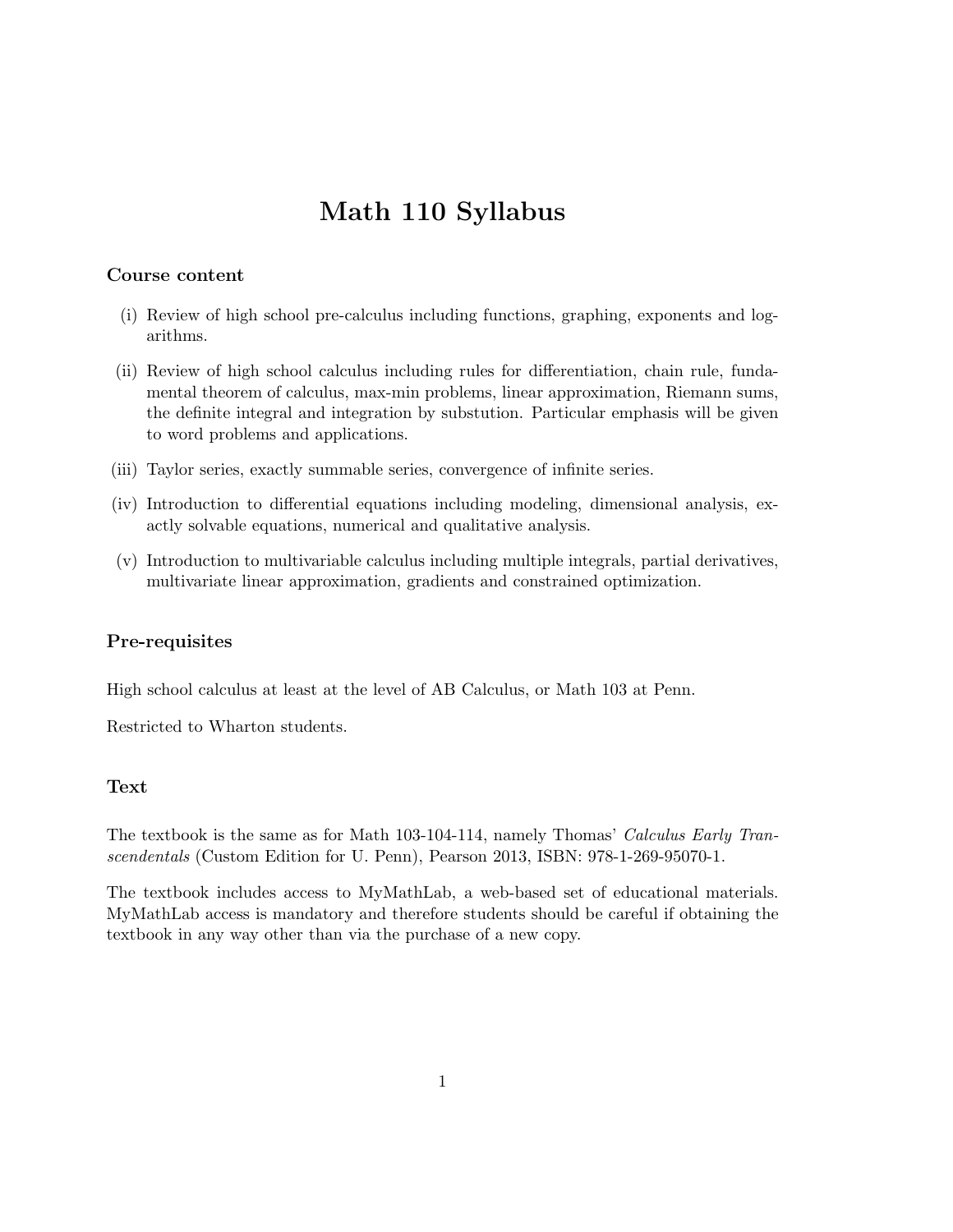# Math 110 Syllabus

## Course content

(i) Review of high school pre-calculus including functions, graphing, exponents and logarithms.

(ii) Review of high school calculus including rules for differentiation, chain rule, fundamental theorem of calculus, max-min problems, linear approximation, Riemann sums, the definite integral and integration by substution. Particular emphasis will be given to word problems and applications.

(iii) Taylor series, exactly summable series, convergence of infinite series.

(iv) Introduction to differential equations including modeling, dimensional analysis, exactly solvable equations, numerical and qualitative analysis.

(v) Introduction to multivariable calculus including multiple integrals, partial derivatives, multivariate linear approximation, gradients and constrained optimization.

## Pre-requisites

High school calculus at least at the level of AB Calculus, or Math 103 at Penn.

Restricted to Wharton students.

## Text

The textbook is the same as for Math 103-104-114, namely Thomas' *Calculus Early Transcendentals* (Custom Edition for U. Penn), Pearson 2013, ISBN: 978-1-269-95070-1.

The textbook includes access to MyMathLab, a web-based set of educational materials. MyMathLab access is mandatory and therefore students should be careful if obtaining the textbook in any way other than via the purchase of a new copy.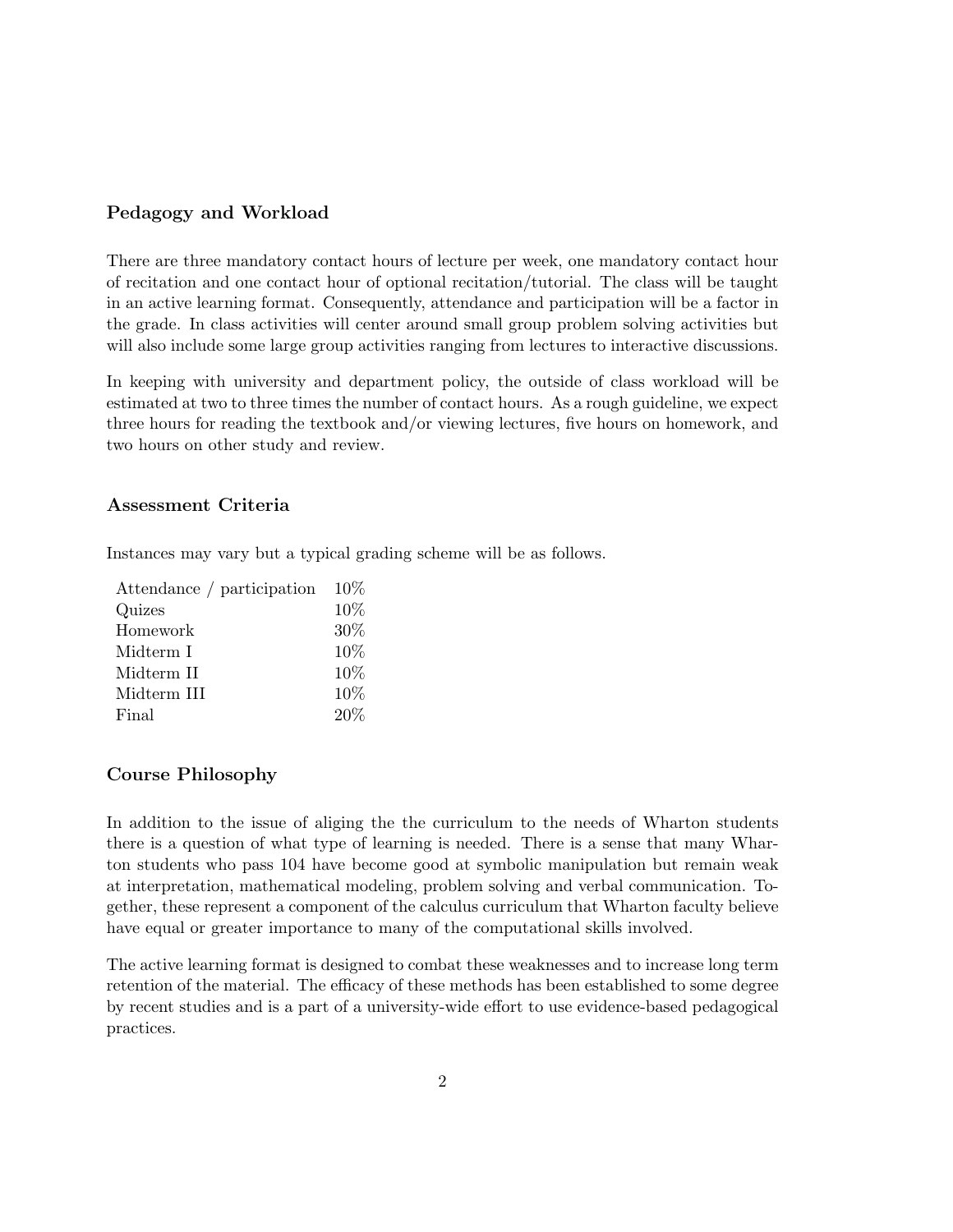### Pedagogy and Workload

There are three mandatory contact hours of lecture per week, one mandatory contact hour of recitation and one contact hour of optional recitation/tutorial. The class will be taught in an active learning format. Consequently, attendance and participation will be a factor in the grade. In class activities will center around small group problem solving activities but will also include some large group activities ranging from lectures to interactive discussions.

In keeping with university and department policy, the outside of class workload will be estimated at two to three times the number of contact hours. As a rough guideline, we expect three hours for reading the textbook and/or viewing lectures, five hours on homework, and two hours on other study and review.

### Assessment Criteria

Instances may vary but a typical grading scheme will be as follows.

| | |
|---|---|
| Attendance / participation | 10% |
| Quizes | 10% |
| Homework | 30% |
| Midterm I | 10% |
| Midterm II | 10% |
| Midterm III | 10% |
| Final | 20% |

### Course Philosophy

In addition to the issue of aliging the the curriculum to the needs of Wharton students there is a question of what type of learning is needed. There is a sense that many Wharton students who pass 104 have become good at symbolic manipulation but remain weak at interpretation, mathematical modeling, problem solving and verbal communication. Together, these represent a component of the calculus curriculum that Wharton faculty believe have equal or greater importance to many of the computational skills involved.

The active learning format is designed to combat these weaknesses and to increase long term retention of the material. The efficacy of these methods has been established to some degree by recent studies and is a part of a university-wide effort to use evidence-based pedagogical practices.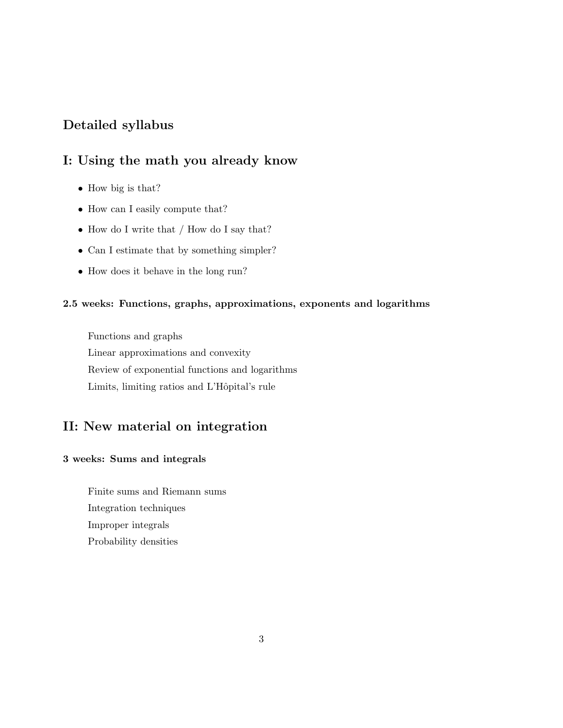## Detailed syllabus

## I: Using the math you already know

- How big is that?
- How can I easily compute that?
- How do I write that / How do I say that?
- Can I estimate that by something simpler?
- How does it behave in the long run?

#### 2.5 weeks: Functions, graphs, approximations, exponents and logarithms

Functions and graphs

Linear approximations and convexity

Review of exponential functions and logarithms

Limits, limiting ratios and L'Hôpital's rule

## II: New material on integration

#### 3 weeks: Sums and integrals

Finite sums and Riemann sums

Integration techniques

Improper integrals

Probability densities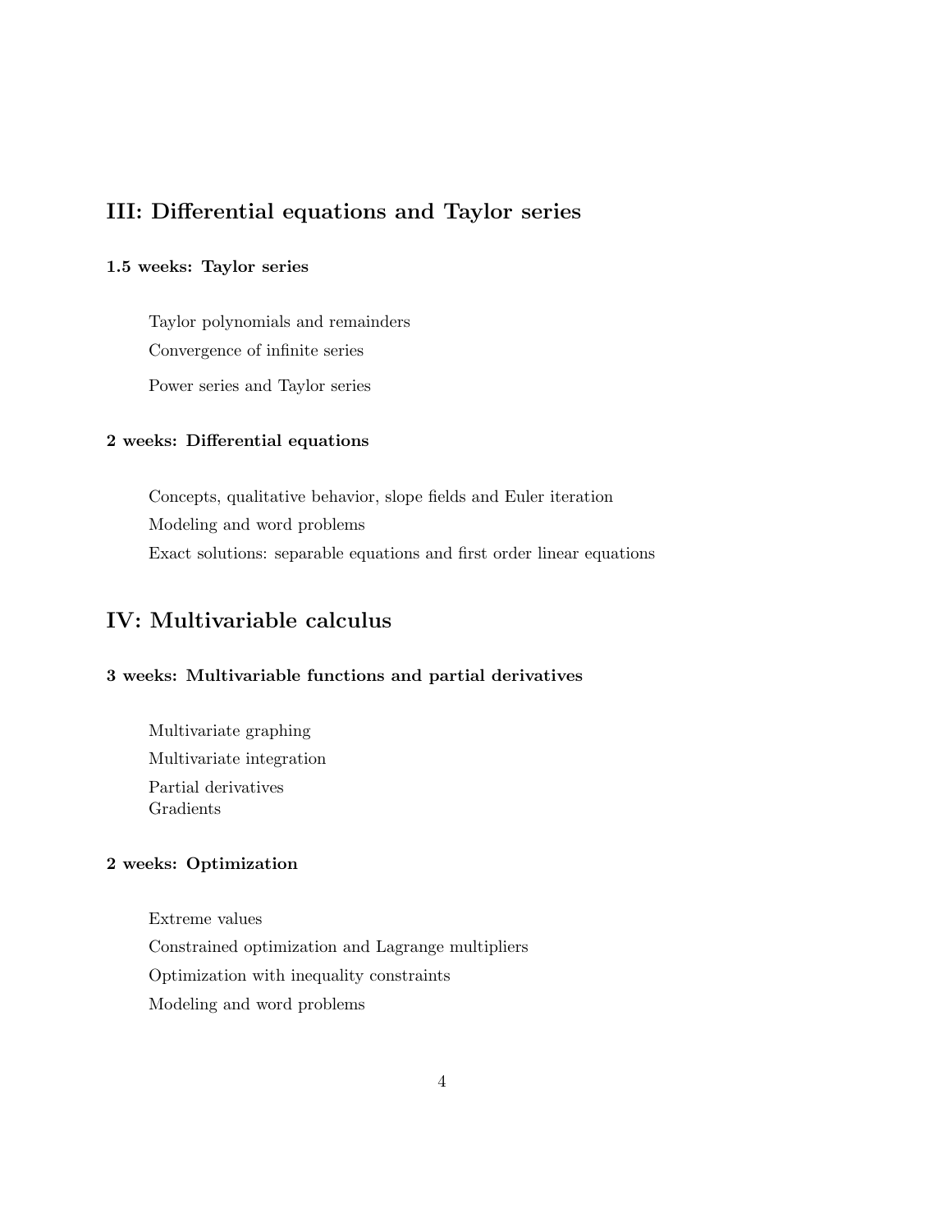## III: Differential equations and Taylor series

#### 1.5 weeks: Taylor series

Taylor polynomials and remainders

Convergence of infinite series

Power series and Taylor series

#### 2 weeks: Differential equations

Concepts, qualitative behavior, slope fields and Euler iteration

Modeling and word problems

Exact solutions: separable equations and first order linear equations

## IV: Multivariable calculus

#### 3 weeks: Multivariable functions and partial derivatives

Multivariate graphing

Multivariate integration

Partial derivatives
Gradients

#### 2 weeks: Optimization

Extreme values

Constrained optimization and Lagrange multipliers

Optimization with inequality constraints

Modeling and word problems